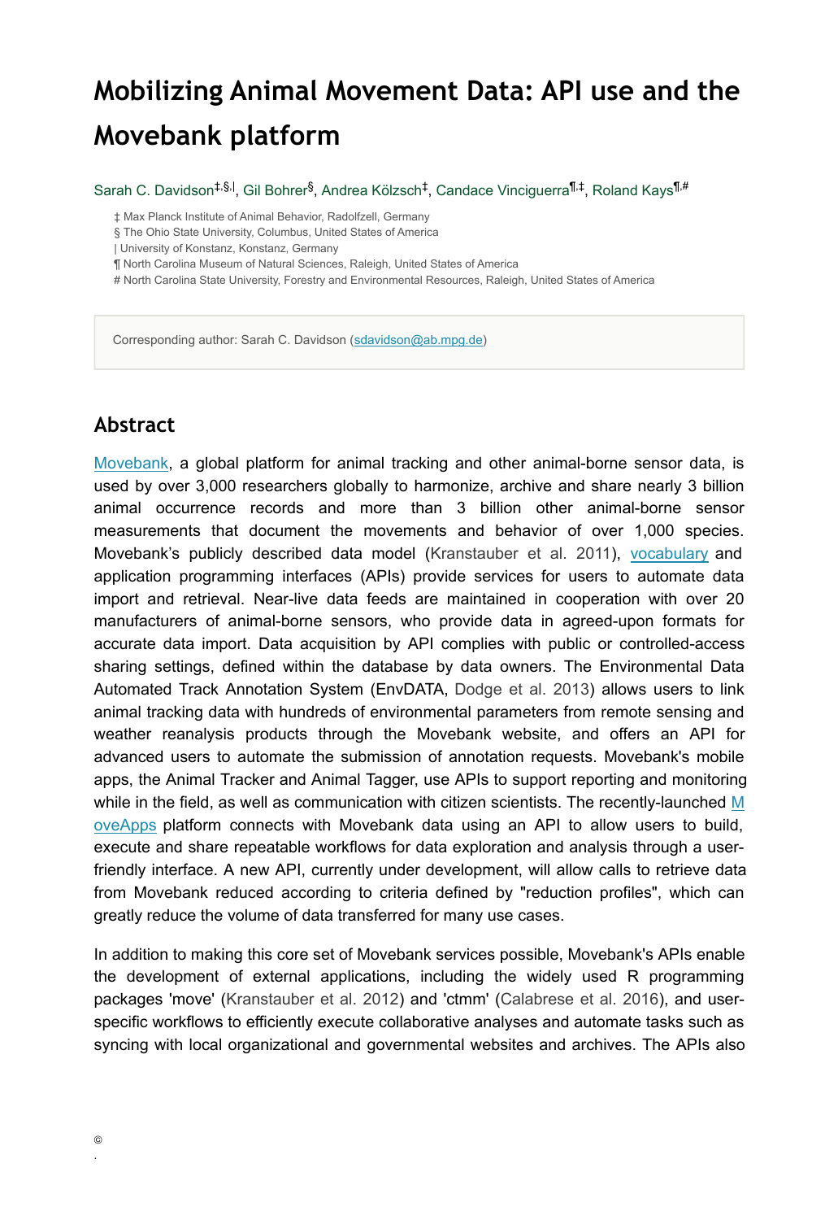# Mobilizing Animal Movement Data: API use and the Movebank platform

Sarah C. Davidson[‡,§,|], Gil Bohrer[§], Andrea Kölzsch[‡], Candace Vinciguerra[¶,‡], Roland Kays[¶,#]

‡ Max Planck Institute of Animal Behavior, Radolfzell, Germany
§ The Ohio State University, Columbus, United States of America
| University of Konstanz, Konstanz, Germany
¶ North Carolina Museum of Natural Sciences, Raleigh, United States of America
# North Carolina State University, Forestry and Environmental Resources, Raleigh, United States of America

Corresponding author: Sarah C. Davidson (sdavidson@ab.mpg.de)

## Abstract

Movebank, a global platform for animal tracking and other animal-borne sensor data, is used by over 3,000 researchers globally to harmonize, archive and share nearly 3 billion animal occurrence records and more than 3 billion other animal-borne sensor measurements that document the movements and behavior of over 1,000 species. Movebank's publicly described data model (Kranstauber et al. 2011), vocabulary and application programming interfaces (APIs) provide services for users to automate data import and retrieval. Near-live data feeds are maintained in cooperation with over 20 manufacturers of animal-borne sensors, who provide data in agreed-upon formats for accurate data import. Data acquisition by API complies with public or controlled-access sharing settings, defined within the database by data owners. The Environmental Data Automated Track Annotation System (EnvDATA, Dodge et al. 2013) allows users to link animal tracking data with hundreds of environmental parameters from remote sensing and weather reanalysis products through the Movebank website, and offers an API for advanced users to automate the submission of annotation requests. Movebank's mobile apps, the Animal Tracker and Animal Tagger, use APIs to support reporting and monitoring while in the field, as well as communication with citizen scientists. The recently-launched MoveApps platform connects with Movebank data using an API to allow users to build, execute and share repeatable workflows for data exploration and analysis through a user-friendly interface. A new API, currently under development, will allow calls to retrieve data from Movebank reduced according to criteria defined by "reduction profiles", which can greatly reduce the volume of data transferred for many use cases.

In addition to making this core set of Movebank services possible, Movebank's APIs enable the development of external applications, including the widely used R programming packages 'move' (Kranstauber et al. 2012) and 'ctmm' (Calabrese et al. 2016), and user-specific workflows to efficiently execute collaborative analyses and automate tasks such as syncing with local organizational and governmental websites and archives. The APIs also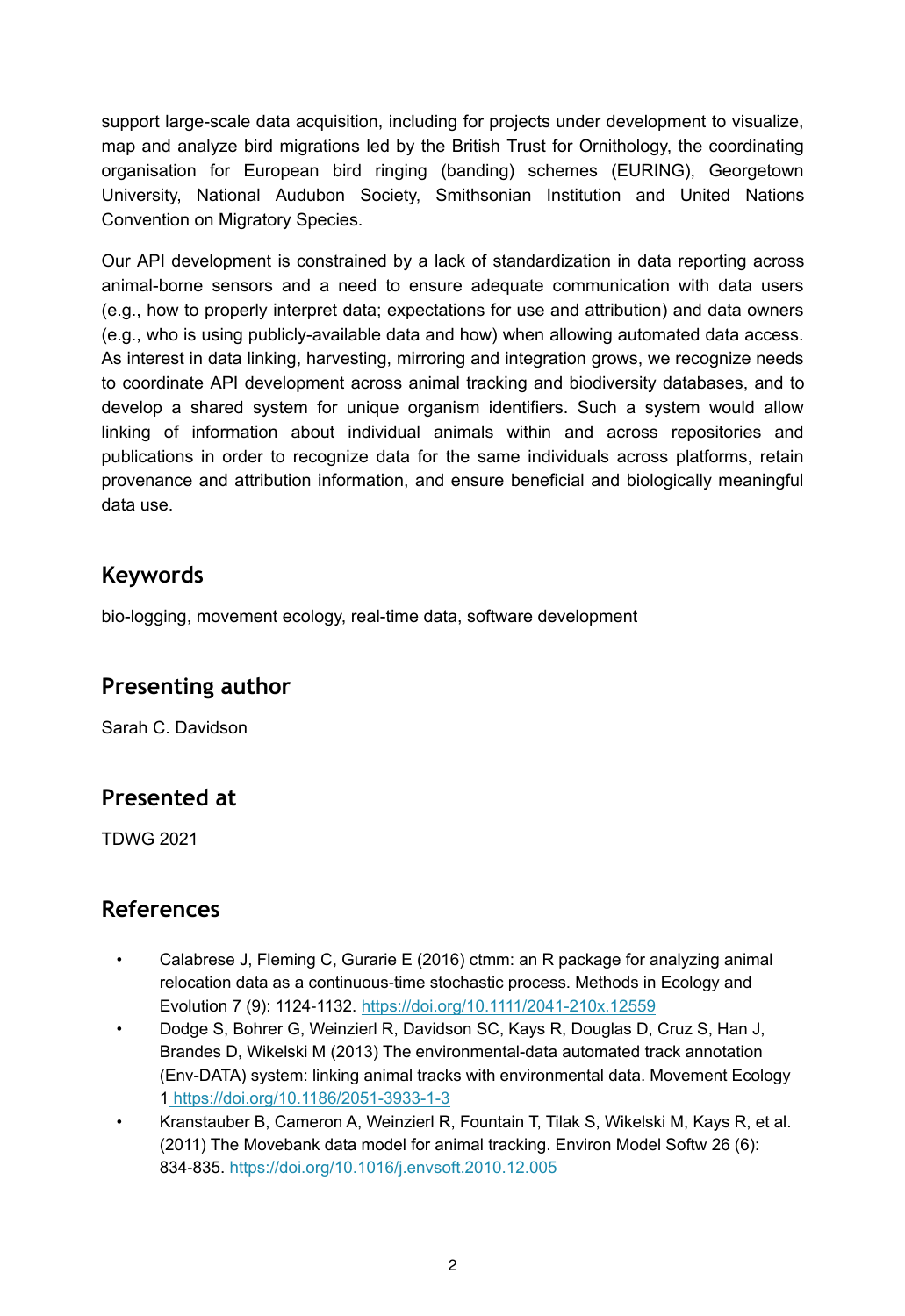support large-scale data acquisition, including for projects under development to visualize, map and analyze bird migrations led by the British Trust for Ornithology, the coordinating organisation for European bird ringing (banding) schemes (EURING), Georgetown University, National Audubon Society, Smithsonian Institution and United Nations Convention on Migratory Species.

Our API development is constrained by a lack of standardization in data reporting across animal-borne sensors and a need to ensure adequate communication with data users (e.g., how to properly interpret data; expectations for use and attribution) and data owners (e.g., who is using publicly-available data and how) when allowing automated data access. As interest in data linking, harvesting, mirroring and integration grows, we recognize needs to coordinate API development across animal tracking and biodiversity databases, and to develop a shared system for unique organism identifiers. Such a system would allow linking of information about individual animals within and across repositories and publications in order to recognize data for the same individuals across platforms, retain provenance and attribution information, and ensure beneficial and biologically meaningful data use.

## Keywords

bio-logging, movement ecology, real-time data, software development

## Presenting author

Sarah C. Davidson

## Presented at

TDWG 2021

## References

- Calabrese J, Fleming C, Gurarie E (2016) ctmm: an R package for analyzing animal relocation data as a continuous-time stochastic process. Methods in Ecology and Evolution 7 (9): 1124-1132. https://doi.org/10.1111/2041-210x.12559
- Dodge S, Bohrer G, Weinzierl R, Davidson SC, Kays R, Douglas D, Cruz S, Han J, Brandes D, Wikelski M (2013) The environmental-data automated track annotation (Env-DATA) system: linking animal tracks with environmental data. Movement Ecology 1 https://doi.org/10.1186/2051-3933-1-3
- Kranstauber B, Cameron A, Weinzierl R, Fountain T, Tilak S, Wikelski M, Kays R, et al. (2011) The Movebank data model for animal tracking. Environ Model Softw 26 (6): 834-835. https://doi.org/10.1016/j.envsoft.2010.12.005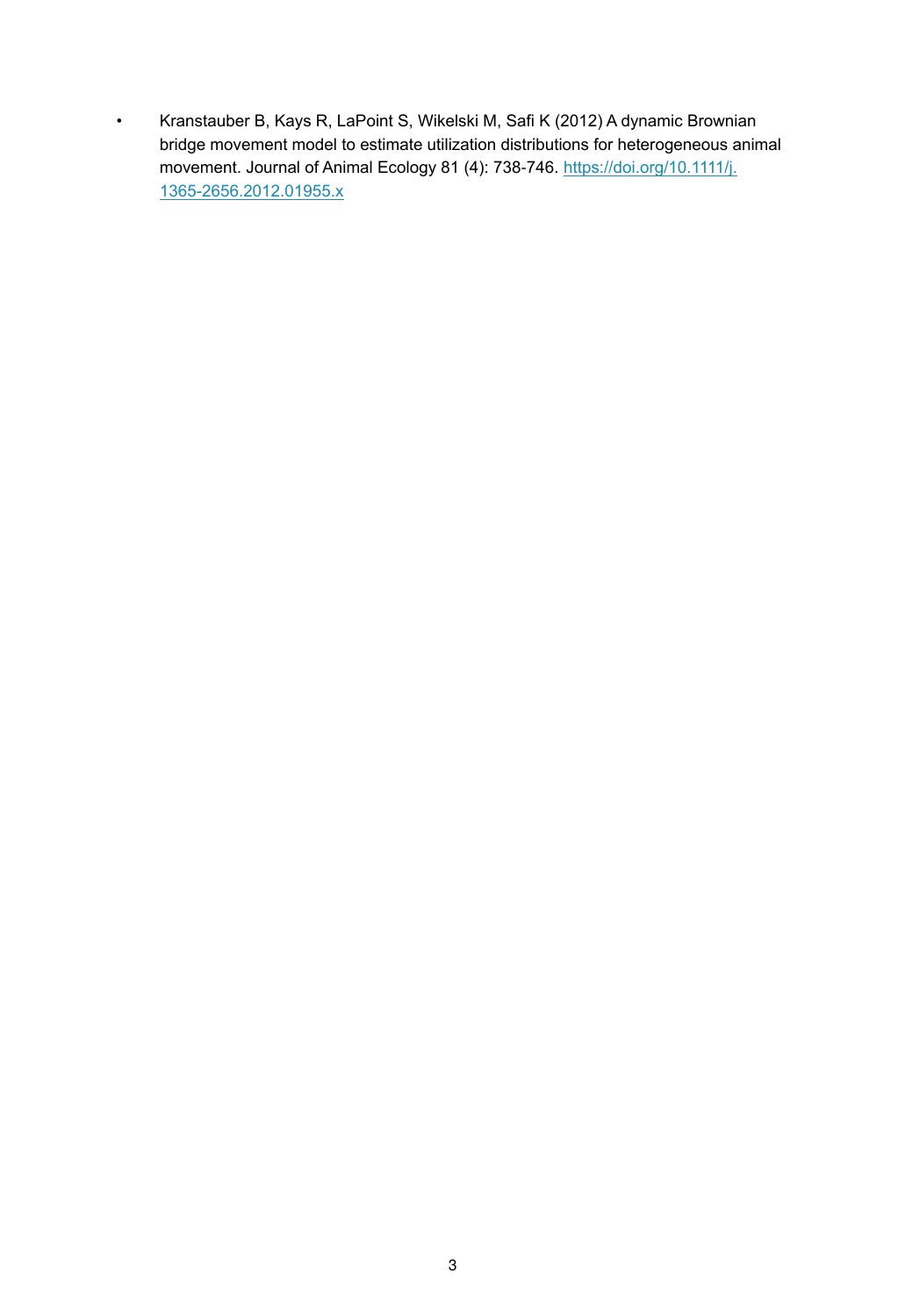- Kranstauber B, Kays R, LaPoint S, Wikelski M, Safi K (2012) A dynamic Brownian bridge movement model to estimate utilization distributions for heterogeneous animal movement. Journal of Animal Ecology 81 (4): 738-746. https://doi.org/10.1111/j.1365-2656.2012.01955.x